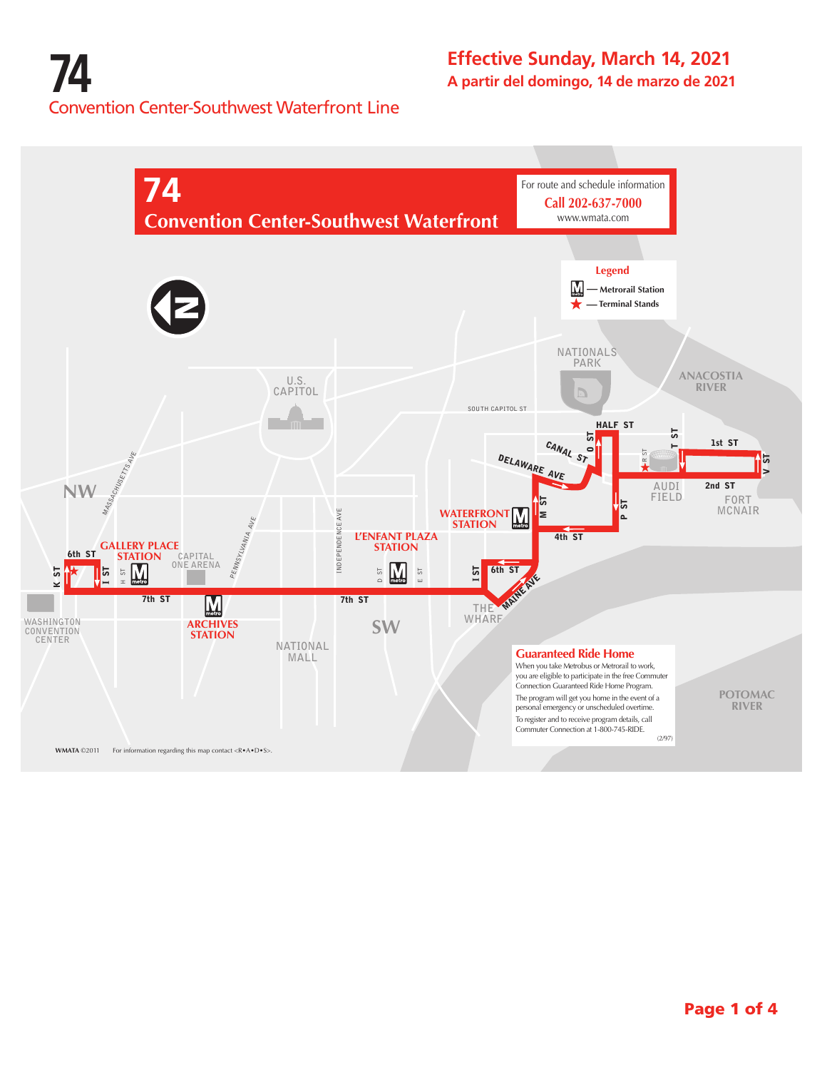# 74

## Convention Center-Southwest Waterfront Line

**Effective Sunday, March 14, 2021**

**A partir del domingo, 14 de marzo de 2021**

## 74 Convention Center-Southwest Waterfront

For route and schedule information
**Call 202-637-7000**
www.wmata.com

**Legend**

- M — Metrorail Station
- ★ — Terminal Stands

NATIONALS PARK

ANACOSTIA RIVER

U.S. CAPITOL

SOUTH CAPITOL ST

HALF ST

O ST

T ST

1st ST

V ST

R ST

CANAL ST

DELAWARE AVE

AUDI FIELD

2nd ST

FORT MCNAIR

NW

MASSACHUSETTS AVE

PENNSYLVANIA AVE

INDEPENDENCE AVE

WATERFRONT STATION

M ST

P ST

4th ST

L'ENFANT PLAZA STATION

GALLERY PLACE STATION

6th ST

K ST

I ST

H ST

CAPITAL ONE ARENA

D ST

E ST

I ST

6th ST

7th ST

7th ST

MAINE AVE

WASHINGTON CONVENTION CENTER

ARCHIVES STATION

NATIONAL MALL

SW

THE WHARF

**Guaranteed Ride Home**

When you take Metrobus or Metrorail to work, you are eligible to participate in the free Commuter Connection Guaranteed Ride Home Program.

The program will get you home in the event of a personal emergency or unscheduled overtime.

To register and to receive program details, call Commuter Connection at 1-800-745-RIDE.

(2/97)

POTOMAC RIVER

WMATA ©2011 For information regarding this map contact <R•A•D•S>.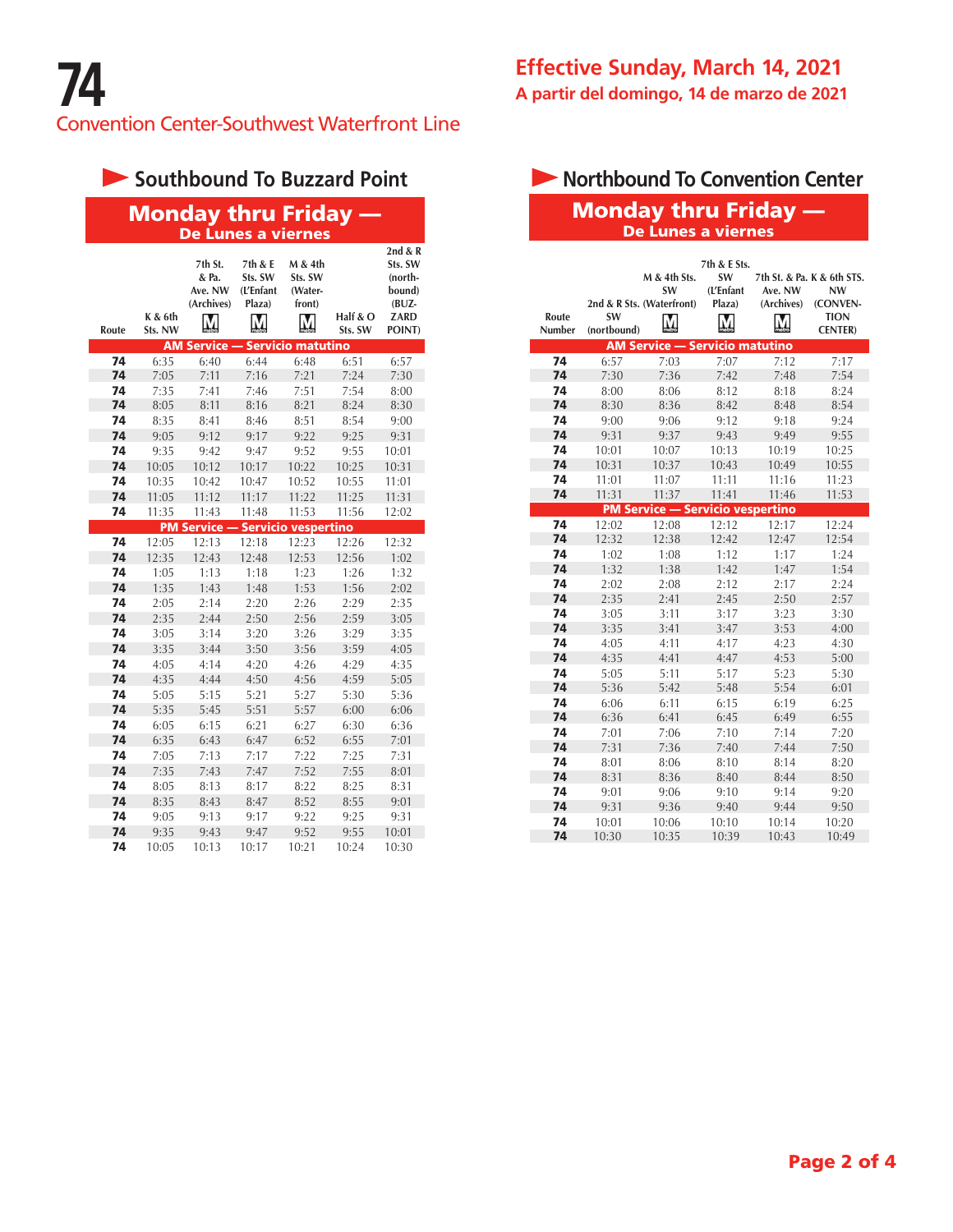# 74

Convention Center-Southwest Waterfront Line

**Effective Sunday, March 14, 2021**

**A partir del domingo, 14 de marzo de 2021**

## Southbound To Buzzard Point

### Monday thru Friday — De Lunes a viernes

| Route | K & 6th Sts. NW | 7th St. & Pa. Ave. NW (Archives) M | 7th & E Sts. SW (L'Enfant Plaza) M | M & 4th Sts. SW (Waterfront) M | Half & O Sts. SW | 2nd & R Sts. SW (northbound) (BUZZARD POINT) |
|---|---|---|---|---|---|---|
| **AM Service — Servicio matutino** | | | | | | |
| 74 | 6:35 | 6:40 | 6:44 | 6:48 | 6:51 | 6:57 |
| 74 | 7:05 | 7:11 | 7:16 | 7:21 | 7:24 | 7:30 |
| 74 | 7:35 | 7:41 | 7:46 | 7:51 | 7:54 | 8:00 |
| 74 | 8:05 | 8:11 | 8:16 | 8:21 | 8:24 | 8:30 |
| 74 | 8:35 | 8:41 | 8:46 | 8:51 | 8:54 | 9:00 |
| 74 | 9:05 | 9:12 | 9:17 | 9:22 | 9:25 | 9:31 |
| 74 | 9:35 | 9:42 | 9:47 | 9:52 | 9:55 | 10:01 |
| 74 | 10:05 | 10:12 | 10:17 | 10:22 | 10:25 | 10:31 |
| 74 | 10:35 | 10:42 | 10:47 | 10:52 | 10:55 | 11:01 |
| 74 | 11:05 | 11:12 | 11:17 | 11:22 | 11:25 | 11:31 |
| 74 | 11:35 | 11:43 | 11:48 | 11:53 | 11:56 | 12:02 |
| **PM Service — Servicio vespertino** | | | | | | |
| 74 | 12:05 | 12:13 | 12:18 | 12:23 | 12:26 | 12:32 |
| 74 | 12:35 | 12:43 | 12:48 | 12:53 | 12:56 | 1:02 |
| 74 | 1:05 | 1:13 | 1:18 | 1:23 | 1:26 | 1:32 |
| 74 | 1:35 | 1:43 | 1:48 | 1:53 | 1:56 | 2:02 |
| 74 | 2:05 | 2:14 | 2:20 | 2:26 | 2:29 | 2:35 |
| 74 | 2:35 | 2:44 | 2:50 | 2:56 | 2:59 | 3:05 |
| 74 | 3:05 | 3:14 | 3:20 | 3:26 | 3:29 | 3:35 |
| 74 | 3:35 | 3:44 | 3:50 | 3:56 | 3:59 | 4:05 |
| 74 | 4:05 | 4:14 | 4:20 | 4:26 | 4:29 | 4:35 |
| 74 | 4:35 | 4:44 | 4:50 | 4:56 | 4:59 | 5:05 |
| 74 | 5:05 | 5:15 | 5:21 | 5:27 | 5:30 | 5:36 |
| 74 | 5:35 | 5:45 | 5:51 | 5:57 | 6:00 | 6:06 |
| 74 | 6:05 | 6:15 | 6:21 | 6:27 | 6:30 | 6:36 |
| 74 | 6:35 | 6:43 | 6:47 | 6:52 | 6:55 | 7:01 |
| 74 | 7:05 | 7:13 | 7:17 | 7:22 | 7:25 | 7:31 |
| 74 | 7:35 | 7:43 | 7:47 | 7:52 | 7:55 | 8:01 |
| 74 | 8:05 | 8:13 | 8:17 | 8:22 | 8:25 | 8:31 |
| 74 | 8:35 | 8:43 | 8:47 | 8:52 | 8:55 | 9:01 |
| 74 | 9:05 | 9:13 | 9:17 | 9:22 | 9:25 | 9:31 |
| 74 | 9:35 | 9:43 | 9:47 | 9:52 | 9:55 | 10:01 |
| 74 | 10:05 | 10:13 | 10:17 | 10:21 | 10:24 | 10:30 |

## Northbound To Convention Center

### Monday thru Friday — De Lunes a viernes

| Route Number | 2nd & R Sts. SW (northbound) | M & 4th Sts. SW (Waterfront) M | 7th & E Sts. SW (L'Enfant Plaza) M | 7th St. & Pa. Ave. NW (Archives) M | K & 6th STS. NW (CONVENTION CENTER) |
|---|---|---|---|---|---|
| **AM Service — Servicio matutino** | | | | | |
| 74 | 6:57 | 7:03 | 7:07 | 7:12 | 7:17 |
| 74 | 7:30 | 7:36 | 7:42 | 7:48 | 7:54 |
| 74 | 8:00 | 8:06 | 8:12 | 8:18 | 8:24 |
| 74 | 8:30 | 8:36 | 8:42 | 8:48 | 8:54 |
| 74 | 9:00 | 9:06 | 9:12 | 9:18 | 9:24 |
| 74 | 9:31 | 9:37 | 9:43 | 9:49 | 9:55 |
| 74 | 10:01 | 10:07 | 10:13 | 10:19 | 10:25 |
| 74 | 10:31 | 10:37 | 10:43 | 10:49 | 10:55 |
| 74 | 11:01 | 11:07 | 11:11 | 11:16 | 11:23 |
| 74 | 11:31 | 11:37 | 11:41 | 11:46 | 11:53 |
| **PM Service — Servicio vespertino** | | | | | |
| 74 | 12:02 | 12:08 | 12:12 | 12:17 | 12:24 |
| 74 | 12:32 | 12:38 | 12:42 | 12:47 | 12:54 |
| 74 | 1:02 | 1:08 | 1:12 | 1:17 | 1:24 |
| 74 | 1:32 | 1:38 | 1:42 | 1:47 | 1:54 |
| 74 | 2:02 | 2:08 | 2:12 | 2:17 | 2:24 |
| 74 | 2:35 | 2:41 | 2:45 | 2:50 | 2:57 |
| 74 | 3:05 | 3:11 | 3:17 | 3:23 | 3:30 |
| 74 | 3:35 | 3:41 | 3:47 | 3:53 | 4:00 |
| 74 | 4:05 | 4:11 | 4:17 | 4:23 | 4:30 |
| 74 | 4:35 | 4:41 | 4:47 | 4:53 | 5:00 |
| 74 | 5:05 | 5:11 | 5:17 | 5:23 | 5:30 |
| 74 | 5:36 | 5:42 | 5:48 | 5:54 | 6:01 |
| 74 | 6:06 | 6:11 | 6:15 | 6:19 | 6:25 |
| 74 | 6:36 | 6:41 | 6:45 | 6:49 | 6:55 |
| 74 | 7:01 | 7:06 | 7:10 | 7:14 | 7:20 |
| 74 | 7:31 | 7:36 | 7:40 | 7:44 | 7:50 |
| 74 | 8:01 | 8:06 | 8:10 | 8:14 | 8:20 |
| 74 | 8:31 | 8:36 | 8:40 | 8:44 | 8:50 |
| 74 | 9:01 | 9:06 | 9:10 | 9:14 | 9:20 |
| 74 | 9:31 | 9:36 | 9:40 | 9:44 | 9:50 |
| 74 | 10:01 | 10:06 | 10:10 | 10:14 | 10:20 |
| 74 | 10:30 | 10:35 | 10:39 | 10:43 | 10:49 |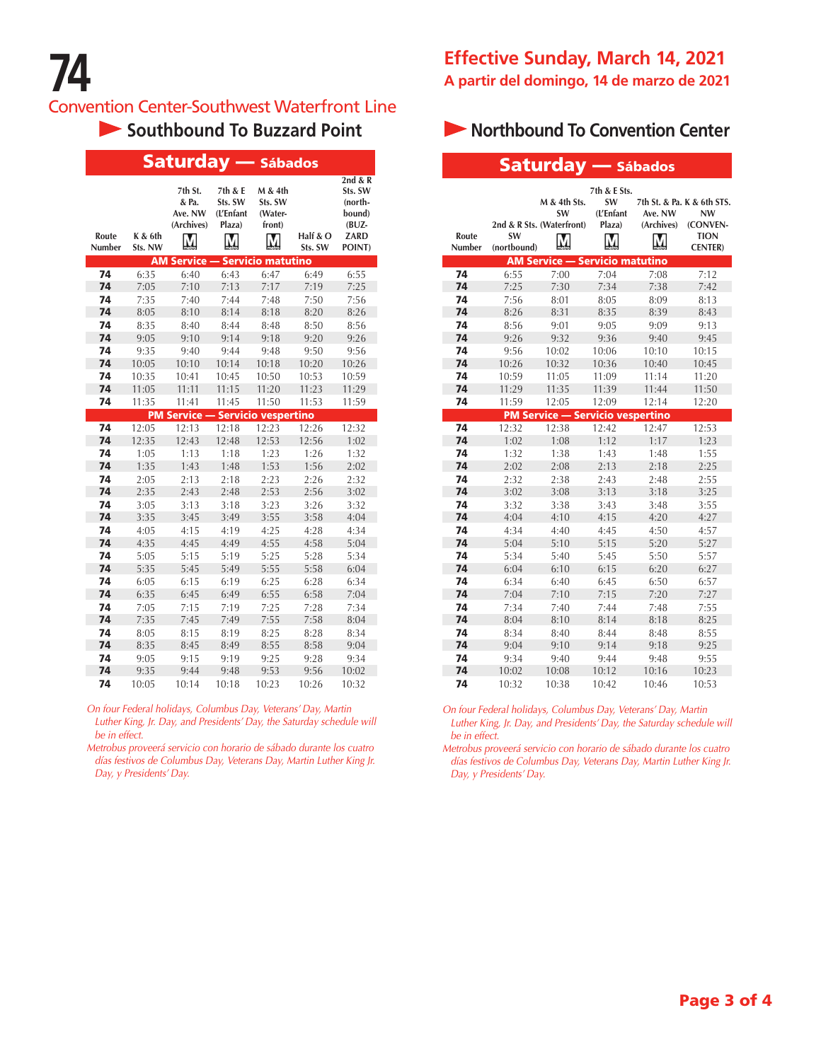# 74

## Convention Center-Southwest Waterfront Line

**Effective Sunday, March 14, 2021**
**A partir del domingo, 14 de marzo de 2021**

### Southbound To Buzzard Point

#### Saturday — Sábados

| Route Number | K & 6th Sts. NW | 7th St. & Pa. Ave. NW (Archives) M | 7th & E Sts. SW (L'Enfant Plaza) M | M & 4th Sts. SW (Waterfront) M | Half & O Sts. SW | 2nd & R Sts. SW (northbound) (BUZZARD POINT) |
|---|---|---|---|---|---|---|
| **AM Service — Servicio matutino** | | | | | | |
| 74 | 6:35 | 6:40 | 6:43 | 6:47 | 6:49 | 6:55 |
| 74 | 7:05 | 7:10 | 7:13 | 7:17 | 7:19 | 7:25 |
| 74 | 7:35 | 7:40 | 7:44 | 7:48 | 7:50 | 7:56 |
| 74 | 8:05 | 8:10 | 8:14 | 8:18 | 8:20 | 8:26 |
| 74 | 8:35 | 8:40 | 8:44 | 8:48 | 8:50 | 8:56 |
| 74 | 9:05 | 9:10 | 9:14 | 9:18 | 9:20 | 9:26 |
| 74 | 9:35 | 9:40 | 9:44 | 9:48 | 9:50 | 9:56 |
| 74 | 10:05 | 10:10 | 10:14 | 10:18 | 10:20 | 10:26 |
| 74 | 10:35 | 10:41 | 10:45 | 10:50 | 10:53 | 10:59 |
| 74 | 11:05 | 11:11 | 11:15 | 11:20 | 11:23 | 11:29 |
| 74 | 11:35 | 11:41 | 11:45 | 11:50 | 11:53 | 11:59 |
| **PM Service — Servicio vespertino** | | | | | | |
| 74 | 12:05 | 12:13 | 12:18 | 12:23 | 12:26 | 12:32 |
| 74 | 12:35 | 12:43 | 12:48 | 12:53 | 12:56 | 1:02 |
| 74 | 1:05 | 1:13 | 1:18 | 1:23 | 1:26 | 1:32 |
| 74 | 1:35 | 1:43 | 1:48 | 1:53 | 1:56 | 2:02 |
| 74 | 2:05 | 2:13 | 2:18 | 2:23 | 2:26 | 2:32 |
| 74 | 2:35 | 2:43 | 2:48 | 2:53 | 2:56 | 3:02 |
| 74 | 3:05 | 3:13 | 3:18 | 3:23 | 3:26 | 3:32 |
| 74 | 3:35 | 3:45 | 3:49 | 3:55 | 3:58 | 4:04 |
| 74 | 4:05 | 4:15 | 4:19 | 4:25 | 4:28 | 4:34 |
| 74 | 4:35 | 4:45 | 4:49 | 4:55 | 4:58 | 5:04 |
| 74 | 5:05 | 5:15 | 5:19 | 5:25 | 5:28 | 5:34 |
| 74 | 5:35 | 5:45 | 5:49 | 5:55 | 5:58 | 6:04 |
| 74 | 6:05 | 6:15 | 6:19 | 6:25 | 6:28 | 6:34 |
| 74 | 6:35 | 6:45 | 6:49 | 6:55 | 6:58 | 7:04 |
| 74 | 7:05 | 7:15 | 7:19 | 7:25 | 7:28 | 7:34 |
| 74 | 7:35 | 7:45 | 7:49 | 7:55 | 7:58 | 8:04 |
| 74 | 8:05 | 8:15 | 8:19 | 8:25 | 8:28 | 8:34 |
| 74 | 8:35 | 8:45 | 8:49 | 8:55 | 8:58 | 9:04 |
| 74 | 9:05 | 9:15 | 9:19 | 9:25 | 9:28 | 9:34 |
| 74 | 9:35 | 9:44 | 9:48 | 9:53 | 9:56 | 10:02 |
| 74 | 10:05 | 10:14 | 10:18 | 10:23 | 10:26 | 10:32 |

*On four Federal holidays, Columbus Day, Veterans' Day, Martin Luther King, Jr. Day, and Presidents' Day, the Saturday schedule will be in effect.*

*Metrobus proveerá servicio con horario de sábado durante los cuatro días festivos de Columbus Day, Veterans Day, Martin Luther King Jr. Day, y Presidents' Day.*

### Northbound To Convention Center

#### Saturday — Sábados

| Route Number | 2nd & R Sts. SW (nortbound) | M & 4th Sts. SW (Waterfront) M | 7th & E Sts. SW (L'Enfant Plaza) M | 7th St. & Pa. Ave. NW (Archives) M | K & 6th STS. NW (CONVENTION CENTER) |
|---|---|---|---|---|---|
| **AM Service — Servicio matutino** | | | | | |
| 74 | 6:55 | 7:00 | 7:04 | 7:08 | 7:12 |
| 74 | 7:25 | 7:30 | 7:34 | 7:38 | 7:42 |
| 74 | 7:56 | 8:01 | 8:05 | 8:09 | 8:13 |
| 74 | 8:26 | 8:31 | 8:35 | 8:39 | 8:43 |
| 74 | 8:56 | 9:01 | 9:05 | 9:09 | 9:13 |
| 74 | 9:26 | 9:32 | 9:36 | 9:40 | 9:45 |
| 74 | 9:56 | 10:02 | 10:06 | 10:10 | 10:15 |
| 74 | 10:26 | 10:32 | 10:36 | 10:40 | 10:45 |
| 74 | 10:59 | 11:05 | 11:09 | 11:14 | 11:20 |
| 74 | 11:29 | 11:35 | 11:39 | 11:44 | 11:50 |
| 74 | 11:59 | 12:05 | 12:09 | 12:14 | 12:20 |
| **PM Service — Servicio vespertino** | | | | | |
| 74 | 12:32 | 12:38 | 12:42 | 12:47 | 12:53 |
| 74 | 1:02 | 1:08 | 1:12 | 1:17 | 1:23 |
| 74 | 1:32 | 1:38 | 1:43 | 1:48 | 1:55 |
| 74 | 2:02 | 2:08 | 2:13 | 2:18 | 2:25 |
| 74 | 2:32 | 2:38 | 2:43 | 2:48 | 2:55 |
| 74 | 3:02 | 3:08 | 3:13 | 3:18 | 3:25 |
| 74 | 3:32 | 3:38 | 3:43 | 3:48 | 3:55 |
| 74 | 4:04 | 4:10 | 4:15 | 4:20 | 4:27 |
| 74 | 4:34 | 4:40 | 4:45 | 4:50 | 4:57 |
| 74 | 5:04 | 5:10 | 5:15 | 5:20 | 5:27 |
| 74 | 5:34 | 5:40 | 5:45 | 5:50 | 5:57 |
| 74 | 6:04 | 6:10 | 6:15 | 6:20 | 6:27 |
| 74 | 6:34 | 6:40 | 6:45 | 6:50 | 6:57 |
| 74 | 7:04 | 7:10 | 7:15 | 7:20 | 7:27 |
| 74 | 7:34 | 7:40 | 7:44 | 7:48 | 7:55 |
| 74 | 8:04 | 8:10 | 8:14 | 8:18 | 8:25 |
| 74 | 8:34 | 8:40 | 8:44 | 8:48 | 8:55 |
| 74 | 9:04 | 9:10 | 9:14 | 9:18 | 9:25 |
| 74 | 9:34 | 9:40 | 9:44 | 9:48 | 9:55 |
| 74 | 10:02 | 10:08 | 10:12 | 10:16 | 10:23 |
| 74 | 10:32 | 10:38 | 10:42 | 10:46 | 10:53 |

*On four Federal holidays, Columbus Day, Veterans' Day, Martin Luther King, Jr. Day, and Presidents' Day, the Saturday schedule will be in effect.*

*Metrobus proveerá servicio con horario de sábado durante los cuatro días festivos de Columbus Day, Veterans Day, Martin Luther King Jr. Day, y Presidents' Day.*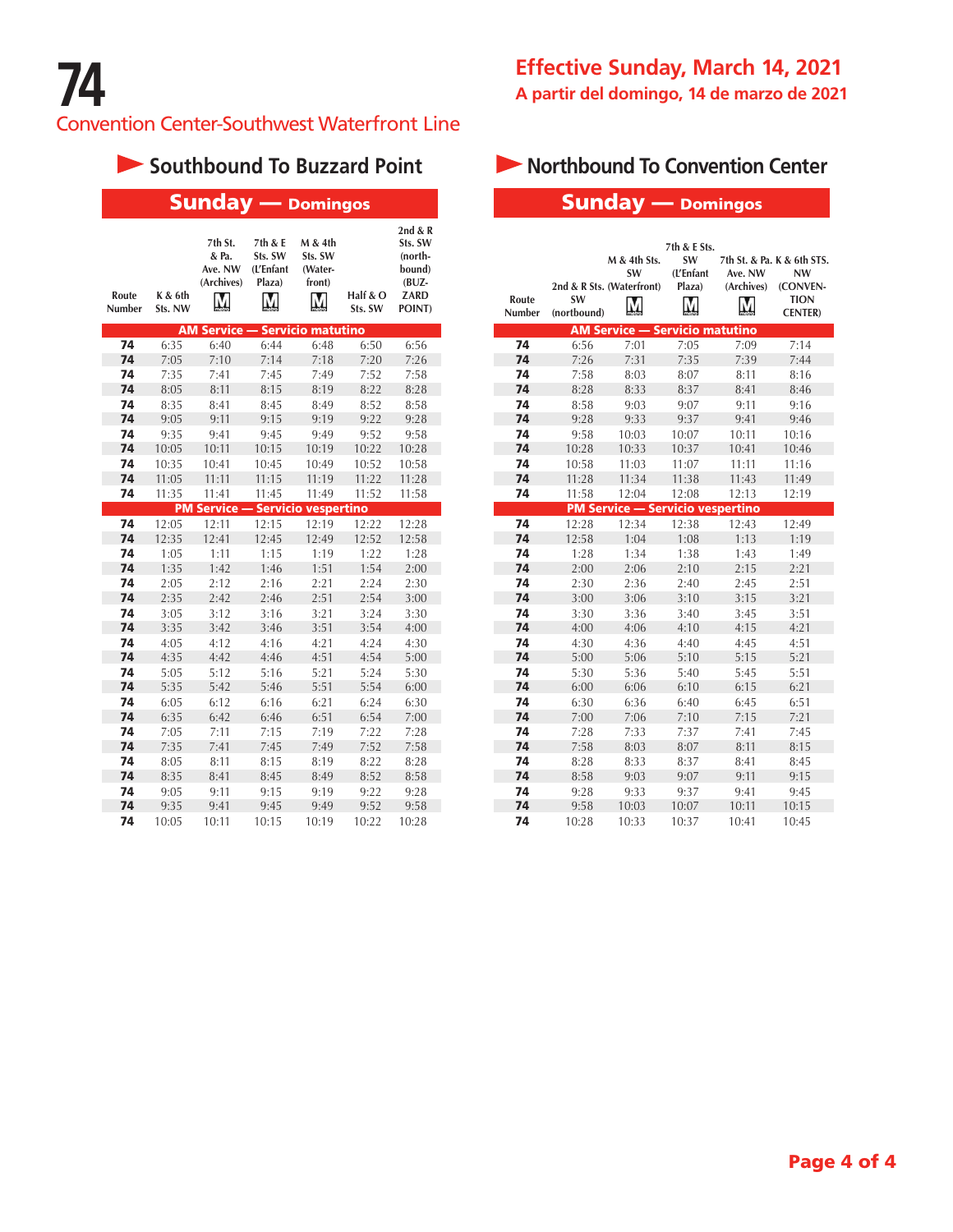# 74

## Convention Center-Southwest Waterfront Line

**Effective Sunday, March 14, 2021**
**A partir del domingo, 14 de marzo de 2021**

### Southbound To Buzzard Point

**Sunday — Domingos**

| Route Number | K & 6th Sts. NW | 7th St. & Pa. Ave. NW (Archives) M | 7th & E Sts. SW (L'Enfant Plaza) M | M & 4th Sts. SW (Waterfront) M | Half & O Sts. SW | 2nd & R Sts. SW (northbound) (BUZZARD POINT) |
|---|---|---|---|---|---|---|
| **AM Service — Servicio matutino** | | | | | | |
| 74 | 6:35 | 6:40 | 6:44 | 6:48 | 6:50 | 6:56 |
| 74 | 7:05 | 7:10 | 7:14 | 7:18 | 7:20 | 7:26 |
| 74 | 7:35 | 7:41 | 7:45 | 7:49 | 7:52 | 7:58 |
| 74 | 8:05 | 8:11 | 8:15 | 8:19 | 8:22 | 8:28 |
| 74 | 8:35 | 8:41 | 8:45 | 8:49 | 8:52 | 8:58 |
| 74 | 9:05 | 9:11 | 9:15 | 9:19 | 9:22 | 9:28 |
| 74 | 9:35 | 9:41 | 9:45 | 9:49 | 9:52 | 9:58 |
| 74 | 10:05 | 10:11 | 10:15 | 10:19 | 10:22 | 10:28 |
| 74 | 10:35 | 10:41 | 10:45 | 10:49 | 10:52 | 10:58 |
| 74 | 11:05 | 11:11 | 11:15 | 11:19 | 11:22 | 11:28 |
| 74 | 11:35 | 11:41 | 11:45 | 11:49 | 11:52 | 11:58 |
| **PM Service — Servicio vespertino** | | | | | | |
| 74 | 12:05 | 12:11 | 12:15 | 12:19 | 12:22 | 12:28 |
| 74 | 12:35 | 12:41 | 12:45 | 12:49 | 12:52 | 12:58 |
| 74 | 1:05 | 1:11 | 1:15 | 1:19 | 1:22 | 1:28 |
| 74 | 1:35 | 1:42 | 1:46 | 1:51 | 1:54 | 2:00 |
| 74 | 2:05 | 2:12 | 2:16 | 2:21 | 2:24 | 2:30 |
| 74 | 2:35 | 2:42 | 2:46 | 2:51 | 2:54 | 3:00 |
| 74 | 3:05 | 3:12 | 3:16 | 3:21 | 3:24 | 3:30 |
| 74 | 3:35 | 3:42 | 3:46 | 3:51 | 3:54 | 4:00 |
| 74 | 4:05 | 4:12 | 4:16 | 4:21 | 4:24 | 4:30 |
| 74 | 4:35 | 4:42 | 4:46 | 4:51 | 4:54 | 5:00 |
| 74 | 5:05 | 5:12 | 5:16 | 5:21 | 5:24 | 5:30 |
| 74 | 5:35 | 5:42 | 5:46 | 5:51 | 5:54 | 6:00 |
| 74 | 6:05 | 6:12 | 6:16 | 6:21 | 6:24 | 6:30 |
| 74 | 6:35 | 6:42 | 6:46 | 6:51 | 6:54 | 7:00 |
| 74 | 7:05 | 7:11 | 7:15 | 7:19 | 7:22 | 7:28 |
| 74 | 7:35 | 7:41 | 7:45 | 7:49 | 7:52 | 7:58 |
| 74 | 8:05 | 8:11 | 8:15 | 8:19 | 8:22 | 8:28 |
| 74 | 8:35 | 8:41 | 8:45 | 8:49 | 8:52 | 8:58 |
| 74 | 9:05 | 9:11 | 9:15 | 9:19 | 9:22 | 9:28 |
| 74 | 9:35 | 9:41 | 9:45 | 9:49 | 9:52 | 9:58 |
| 74 | 10:05 | 10:11 | 10:15 | 10:19 | 10:22 | 10:28 |

### Northbound To Convention Center

**Sunday — Domingos**

| Route Number | 2nd & R Sts. SW (northbound) | M & 4th Sts. SW (Waterfront) M | 7th & E Sts. SW (L'Enfant Plaza) M | 7th St. & Pa. Ave. NW (Archives) M | K & 6th STS. NW (CONVENTION CENTER) |
|---|---|---|---|---|---|
| **AM Service — Servicio matutino** | | | | | |
| 74 | 6:56 | 7:01 | 7:05 | 7:09 | 7:14 |
| 74 | 7:26 | 7:31 | 7:35 | 7:39 | 7:44 |
| 74 | 7:58 | 8:03 | 8:07 | 8:11 | 8:16 |
| 74 | 8:28 | 8:33 | 8:37 | 8:41 | 8:46 |
| 74 | 8:58 | 9:03 | 9:07 | 9:11 | 9:16 |
| 74 | 9:28 | 9:33 | 9:37 | 9:41 | 9:46 |
| 74 | 9:58 | 10:03 | 10:07 | 10:11 | 10:16 |
| 74 | 10:28 | 10:33 | 10:37 | 10:41 | 10:46 |
| 74 | 10:58 | 11:03 | 11:07 | 11:11 | 11:16 |
| 74 | 11:28 | 11:34 | 11:38 | 11:43 | 11:49 |
| 74 | 11:58 | 12:04 | 12:08 | 12:13 | 12:19 |
| **PM Service — Servicio vespertino** | | | | | |
| 74 | 12:28 | 12:34 | 12:38 | 12:43 | 12:49 |
| 74 | 12:58 | 1:04 | 1:08 | 1:13 | 1:19 |
| 74 | 1:28 | 1:34 | 1:38 | 1:43 | 1:49 |
| 74 | 2:00 | 2:06 | 2:10 | 2:15 | 2:21 |
| 74 | 2:30 | 2:36 | 2:40 | 2:45 | 2:51 |
| 74 | 3:00 | 3:06 | 3:10 | 3:15 | 3:21 |
| 74 | 3:30 | 3:36 | 3:40 | 3:45 | 3:51 |
| 74 | 4:00 | 4:06 | 4:10 | 4:15 | 4:21 |
| 74 | 4:30 | 4:36 | 4:40 | 4:45 | 4:51 |
| 74 | 5:00 | 5:06 | 5:10 | 5:15 | 5:21 |
| 74 | 5:30 | 5:36 | 5:40 | 5:45 | 5:51 |
| 74 | 6:00 | 6:06 | 6:10 | 6:15 | 6:21 |
| 74 | 6:30 | 6:36 | 6:40 | 6:45 | 6:51 |
| 74 | 7:00 | 7:06 | 7:10 | 7:15 | 7:21 |
| 74 | 7:28 | 7:33 | 7:37 | 7:41 | 7:45 |
| 74 | 7:58 | 8:03 | 8:07 | 8:11 | 8:15 |
| 74 | 8:28 | 8:33 | 8:37 | 8:41 | 8:45 |
| 74 | 8:58 | 9:03 | 9:07 | 9:11 | 9:15 |
| 74 | 9:28 | 9:33 | 9:37 | 9:41 | 9:45 |
| 74 | 9:58 | 10:03 | 10:07 | 10:11 | 10:15 |
| 74 | 10:28 | 10:33 | 10:37 | 10:41 | 10:45 |